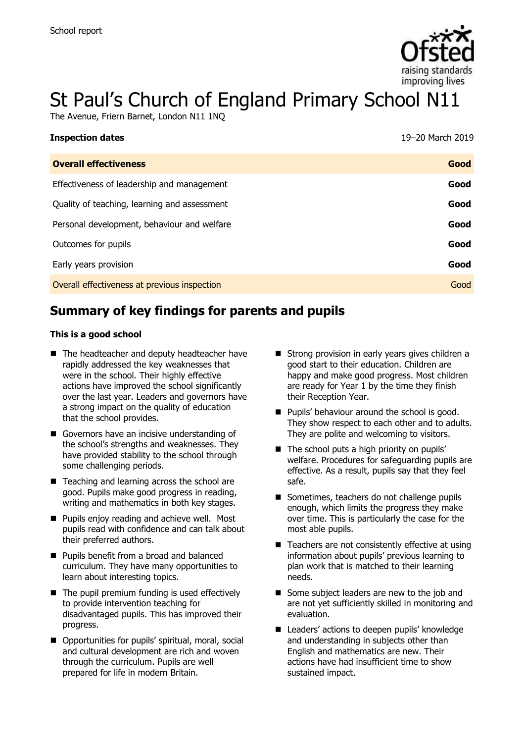School report

# St Paul's Church of England Primary School N11

The Avenue, Friern Barnet, London N11 1NQ

**Inspection dates** 19–20 March 2019

| **Overall effectiveness** | **Good** |
| --- | --- |
| Effectiveness of leadership and management | **Good** |
| Quality of teaching, learning and assessment | **Good** |
| Personal development, behaviour and welfare | **Good** |
| Outcomes for pupils | **Good** |
| Early years provision | **Good** |
| Overall effectiveness at previous inspection | Good |

## Summary of key findings for parents and pupils

**This is a good school**

- The headteacher and deputy headteacher have rapidly addressed the key weaknesses that were in the school. Their highly effective actions have improved the school significantly over the last year. Leaders and governors have a strong impact on the quality of education that the school provides.
- Governors have an incisive understanding of the school's strengths and weaknesses. They have provided stability to the school through some challenging periods.
- Teaching and learning across the school are good. Pupils make good progress in reading, writing and mathematics in both key stages.
- Pupils enjoy reading and achieve well. Most pupils read with confidence and can talk about their preferred authors.
- Pupils benefit from a broad and balanced curriculum. They have many opportunities to learn about interesting topics.
- The pupil premium funding is used effectively to provide intervention teaching for disadvantaged pupils. This has improved their progress.
- Opportunities for pupils' spiritual, moral, social and cultural development are rich and woven through the curriculum. Pupils are well prepared for life in modern Britain.
- Strong provision in early years gives children a good start to their education. Children are happy and make good progress. Most children are ready for Year 1 by the time they finish their Reception Year.
- Pupils' behaviour around the school is good. They show respect to each other and to adults. They are polite and welcoming to visitors.
- The school puts a high priority on pupils' welfare. Procedures for safeguarding pupils are effective. As a result, pupils say that they feel safe.
- Sometimes, teachers do not challenge pupils enough, which limits the progress they make over time. This is particularly the case for the most able pupils.
- Teachers are not consistently effective at using information about pupils' previous learning to plan work that is matched to their learning needs.
- Some subject leaders are new to the job and are not yet sufficiently skilled in monitoring and evaluation.
- Leaders' actions to deepen pupils' knowledge and understanding in subjects other than English and mathematics are new. Their actions have had insufficient time to show sustained impact.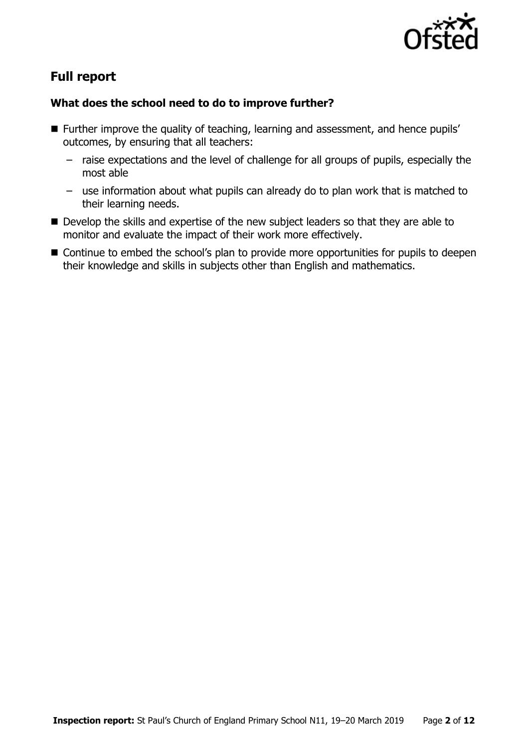## Full report

### What does the school need to do to improve further?

- Further improve the quality of teaching, learning and assessment, and hence pupils' outcomes, by ensuring that all teachers:
  - raise expectations and the level of challenge for all groups of pupils, especially the most able
  - use information about what pupils can already do to plan work that is matched to their learning needs.
- Develop the skills and expertise of the new subject leaders so that they are able to monitor and evaluate the impact of their work more effectively.
- Continue to embed the school's plan to provide more opportunities for pupils to deepen their knowledge and skills in subjects other than English and mathematics.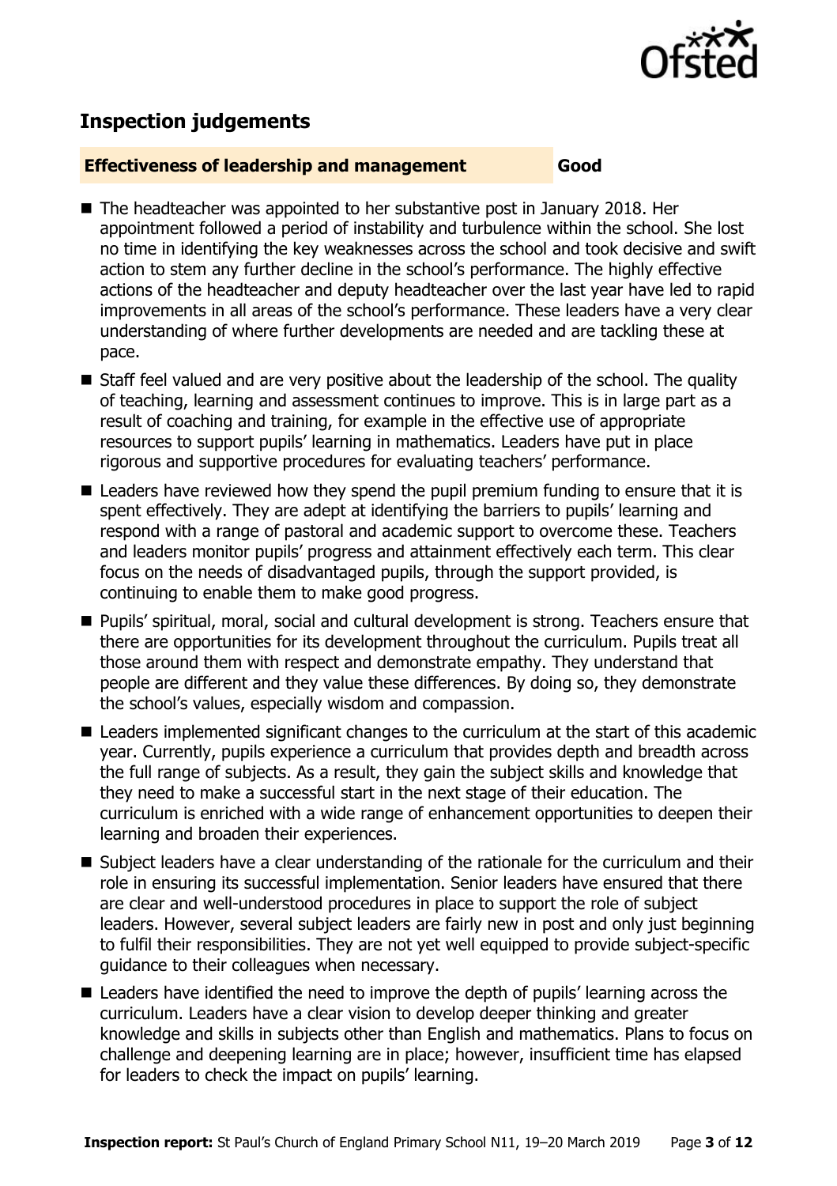## Inspection judgements

**Effectiveness of leadership and management** **Good**

- The headteacher was appointed to her substantive post in January 2018. Her appointment followed a period of instability and turbulence within the school. She lost no time in identifying the key weaknesses across the school and took decisive and swift action to stem any further decline in the school's performance. The highly effective actions of the headteacher and deputy headteacher over the last year have led to rapid improvements in all areas of the school's performance. These leaders have a very clear understanding of where further developments are needed and are tackling these at pace.
- Staff feel valued and are very positive about the leadership of the school. The quality of teaching, learning and assessment continues to improve. This is in large part as a result of coaching and training, for example in the effective use of appropriate resources to support pupils' learning in mathematics. Leaders have put in place rigorous and supportive procedures for evaluating teachers' performance.
- Leaders have reviewed how they spend the pupil premium funding to ensure that it is spent effectively. They are adept at identifying the barriers to pupils' learning and respond with a range of pastoral and academic support to overcome these. Teachers and leaders monitor pupils' progress and attainment effectively each term. This clear focus on the needs of disadvantaged pupils, through the support provided, is continuing to enable them to make good progress.
- Pupils' spiritual, moral, social and cultural development is strong. Teachers ensure that there are opportunities for its development throughout the curriculum. Pupils treat all those around them with respect and demonstrate empathy. They understand that people are different and they value these differences. By doing so, they demonstrate the school's values, especially wisdom and compassion.
- Leaders implemented significant changes to the curriculum at the start of this academic year. Currently, pupils experience a curriculum that provides depth and breadth across the full range of subjects. As a result, they gain the subject skills and knowledge that they need to make a successful start in the next stage of their education. The curriculum is enriched with a wide range of enhancement opportunities to deepen their learning and broaden their experiences.
- Subject leaders have a clear understanding of the rationale for the curriculum and their role in ensuring its successful implementation. Senior leaders have ensured that there are clear and well-understood procedures in place to support the role of subject leaders. However, several subject leaders are fairly new in post and only just beginning to fulfil their responsibilities. They are not yet well equipped to provide subject-specific guidance to their colleagues when necessary.
- Leaders have identified the need to improve the depth of pupils' learning across the curriculum. Leaders have a clear vision to develop deeper thinking and greater knowledge and skills in subjects other than English and mathematics. Plans to focus on challenge and deepening learning are in place; however, insufficient time has elapsed for leaders to check the impact on pupils' learning.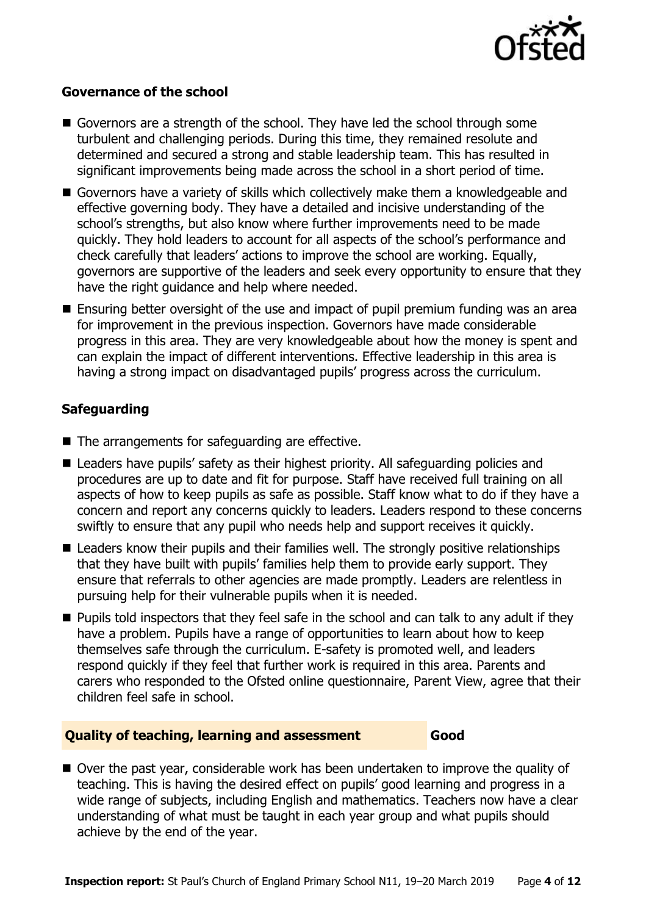### Governance of the school

- Governors are a strength of the school. They have led the school through some turbulent and challenging periods. During this time, they remained resolute and determined and secured a strong and stable leadership team. This has resulted in significant improvements being made across the school in a short period of time.
- Governors have a variety of skills which collectively make them a knowledgeable and effective governing body. They have a detailed and incisive understanding of the school's strengths, but also know where further improvements need to be made quickly. They hold leaders to account for all aspects of the school's performance and check carefully that leaders' actions to improve the school are working. Equally, governors are supportive of the leaders and seek every opportunity to ensure that they have the right guidance and help where needed.
- Ensuring better oversight of the use and impact of pupil premium funding was an area for improvement in the previous inspection. Governors have made considerable progress in this area. They are very knowledgeable about how the money is spent and can explain the impact of different interventions. Effective leadership in this area is having a strong impact on disadvantaged pupils' progress across the curriculum.

### Safeguarding

- The arrangements for safeguarding are effective.
- Leaders have pupils' safety as their highest priority. All safeguarding policies and procedures are up to date and fit for purpose. Staff have received full training on all aspects of how to keep pupils as safe as possible. Staff know what to do if they have a concern and report any concerns quickly to leaders. Leaders respond to these concerns swiftly to ensure that any pupil who needs help and support receives it quickly.
- Leaders know their pupils and their families well. The strongly positive relationships that they have built with pupils' families help them to provide early support. They ensure that referrals to other agencies are made promptly. Leaders are relentless in pursuing help for their vulnerable pupils when it is needed.
- Pupils told inspectors that they feel safe in the school and can talk to any adult if they have a problem. Pupils have a range of opportunities to learn about how to keep themselves safe through the curriculum. E-safety is promoted well, and leaders respond quickly if they feel that further work is required in this area. Parents and carers who responded to the Ofsted online questionnaire, Parent View, agree that their children feel safe in school.

| Quality of teaching, learning and assessment | Good |
|---|---|

- Over the past year, considerable work has been undertaken to improve the quality of teaching. This is having the desired effect on pupils' good learning and progress in a wide range of subjects, including English and mathematics. Teachers now have a clear understanding of what must be taught in each year group and what pupils should achieve by the end of the year.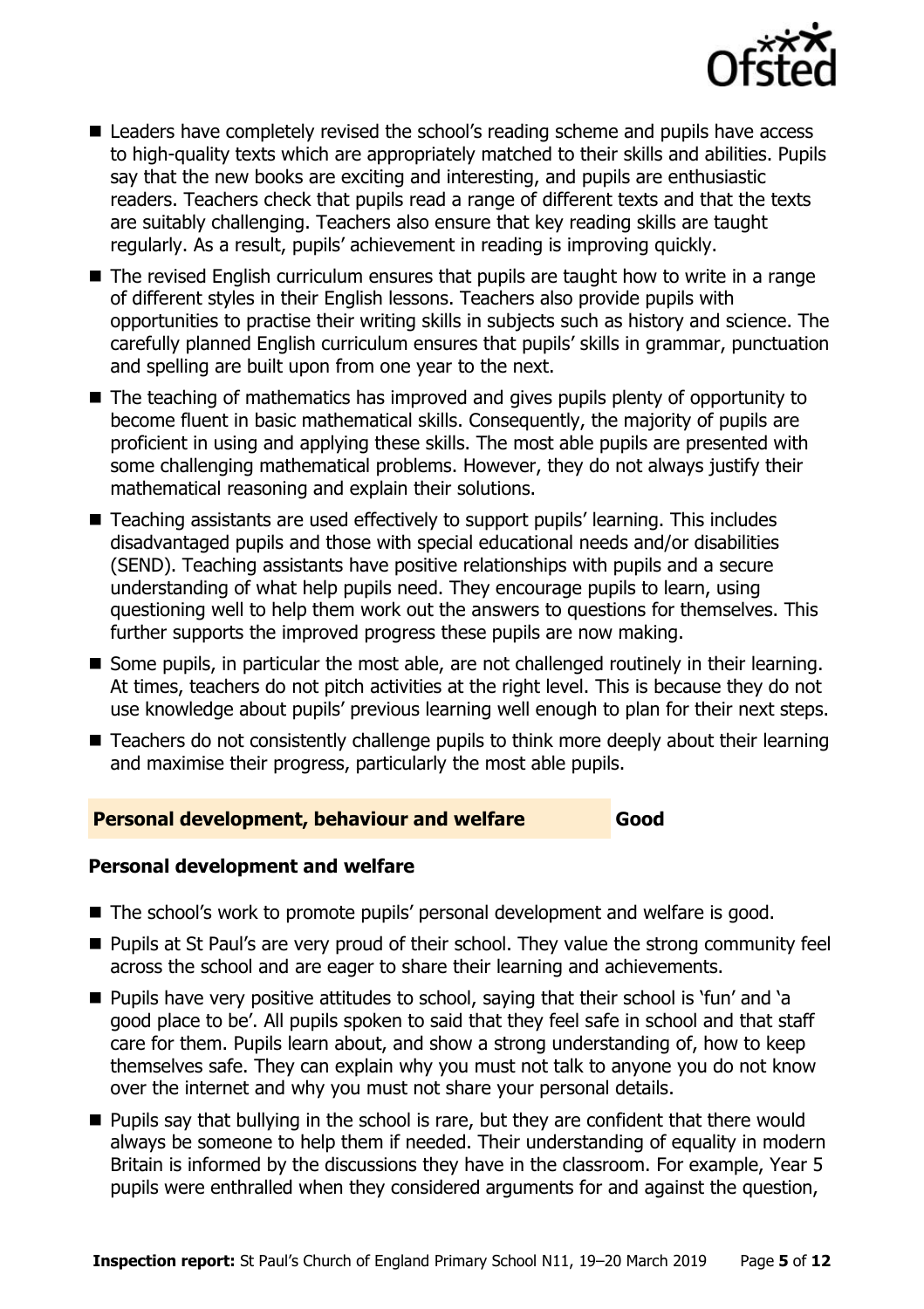- Leaders have completely revised the school's reading scheme and pupils have access to high-quality texts which are appropriately matched to their skills and abilities. Pupils say that the new books are exciting and interesting, and pupils are enthusiastic readers. Teachers check that pupils read a range of different texts and that the texts are suitably challenging. Teachers also ensure that key reading skills are taught regularly. As a result, pupils' achievement in reading is improving quickly.
- The revised English curriculum ensures that pupils are taught how to write in a range of different styles in their English lessons. Teachers also provide pupils with opportunities to practise their writing skills in subjects such as history and science. The carefully planned English curriculum ensures that pupils' skills in grammar, punctuation and spelling are built upon from one year to the next.
- The teaching of mathematics has improved and gives pupils plenty of opportunity to become fluent in basic mathematical skills. Consequently, the majority of pupils are proficient in using and applying these skills. The most able pupils are presented with some challenging mathematical problems. However, they do not always justify their mathematical reasoning and explain their solutions.
- Teaching assistants are used effectively to support pupils' learning. This includes disadvantaged pupils and those with special educational needs and/or disabilities (SEND). Teaching assistants have positive relationships with pupils and a secure understanding of what help pupils need. They encourage pupils to learn, using questioning well to help them work out the answers to questions for themselves. This further supports the improved progress these pupils are now making.
- Some pupils, in particular the most able, are not challenged routinely in their learning. At times, teachers do not pitch activities at the right level. This is because they do not use knowledge about pupils' previous learning well enough to plan for their next steps.
- Teachers do not consistently challenge pupils to think more deeply about their learning and maximise their progress, particularly the most able pupils.

## Personal development, behaviour and welfare — Good

### Personal development and welfare

- The school's work to promote pupils' personal development and welfare is good.
- Pupils at St Paul's are very proud of their school. They value the strong community feel across the school and are eager to share their learning and achievements.
- Pupils have very positive attitudes to school, saying that their school is 'fun' and 'a good place to be'. All pupils spoken to said that they feel safe in school and that staff care for them. Pupils learn about, and show a strong understanding of, how to keep themselves safe. They can explain why you must not talk to anyone you do not know over the internet and why you must not share your personal details.
- Pupils say that bullying in the school is rare, but they are confident that there would always be someone to help them if needed. Their understanding of equality in modern Britain is informed by the discussions they have in the classroom. For example, Year 5 pupils were enthralled when they considered arguments for and against the question,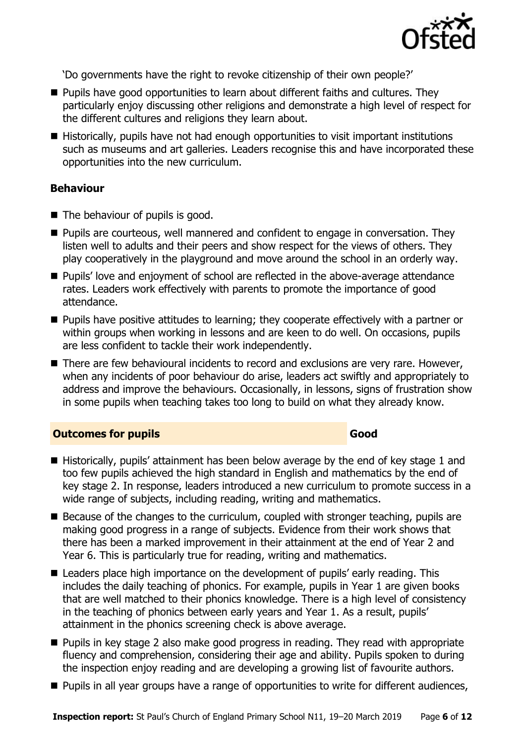'Do governments have the right to revoke citizenship of their own people?'

- Pupils have good opportunities to learn about different faiths and cultures. They particularly enjoy discussing other religions and demonstrate a high level of respect for the different cultures and religions they learn about.
- Historically, pupils have not had enough opportunities to visit important institutions such as museums and art galleries. Leaders recognise this and have incorporated these opportunities into the new curriculum.

### Behaviour

- The behaviour of pupils is good.
- Pupils are courteous, well mannered and confident to engage in conversation. They listen well to adults and their peers and show respect for the views of others. They play cooperatively in the playground and move around the school in an orderly way.
- Pupils' love and enjoyment of school are reflected in the above-average attendance rates. Leaders work effectively with parents to promote the importance of good attendance.
- Pupils have positive attitudes to learning; they cooperate effectively with a partner or within groups when working in lessons and are keen to do well. On occasions, pupils are less confident to tackle their work independently.
- There are few behavioural incidents to record and exclusions are very rare. However, when any incidents of poor behaviour do arise, leaders act swiftly and appropriately to address and improve the behaviours. Occasionally, in lessons, signs of frustration show in some pupils when teaching takes too long to build on what they already know.

## Outcomes for pupils — Good

- Historically, pupils' attainment has been below average by the end of key stage 1 and too few pupils achieved the high standard in English and mathematics by the end of key stage 2. In response, leaders introduced a new curriculum to promote success in a wide range of subjects, including reading, writing and mathematics.
- Because of the changes to the curriculum, coupled with stronger teaching, pupils are making good progress in a range of subjects. Evidence from their work shows that there has been a marked improvement in their attainment at the end of Year 2 and Year 6. This is particularly true for reading, writing and mathematics.
- Leaders place high importance on the development of pupils' early reading. This includes the daily teaching of phonics. For example, pupils in Year 1 are given books that are well matched to their phonics knowledge. There is a high level of consistency in the teaching of phonics between early years and Year 1. As a result, pupils' attainment in the phonics screening check is above average.
- Pupils in key stage 2 also make good progress in reading. They read with appropriate fluency and comprehension, considering their age and ability. Pupils spoken to during the inspection enjoy reading and are developing a growing list of favourite authors.
- Pupils in all year groups have a range of opportunities to write for different audiences,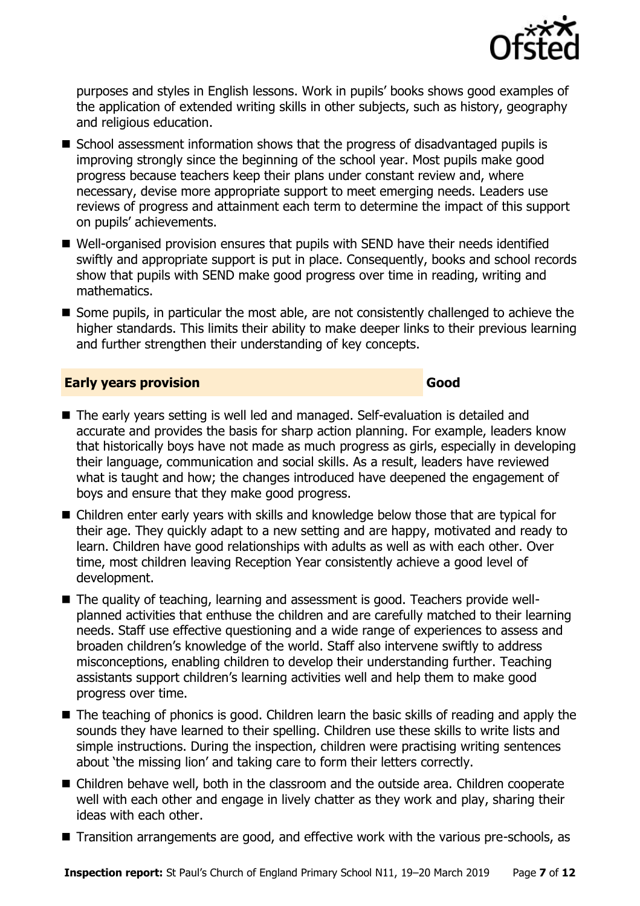purposes and styles in English lessons. Work in pupils' books shows good examples of the application of extended writing skills in other subjects, such as history, geography and religious education.

- School assessment information shows that the progress of disadvantaged pupils is improving strongly since the beginning of the school year. Most pupils make good progress because teachers keep their plans under constant review and, where necessary, devise more appropriate support to meet emerging needs. Leaders use reviews of progress and attainment each term to determine the impact of this support on pupils' achievements.
- Well-organised provision ensures that pupils with SEND have their needs identified swiftly and appropriate support is put in place. Consequently, books and school records show that pupils with SEND make good progress over time in reading, writing and mathematics.
- Some pupils, in particular the most able, are not consistently challenged to achieve the higher standards. This limits their ability to make deeper links to their previous learning and further strengthen their understanding of key concepts.

## Early years provision — Good

- The early years setting is well led and managed. Self-evaluation is detailed and accurate and provides the basis for sharp action planning. For example, leaders know that historically boys have not made as much progress as girls, especially in developing their language, communication and social skills. As a result, leaders have reviewed what is taught and how; the changes introduced have deepened the engagement of boys and ensure that they make good progress.
- Children enter early years with skills and knowledge below those that are typical for their age. They quickly adapt to a new setting and are happy, motivated and ready to learn. Children have good relationships with adults as well as with each other. Over time, most children leaving Reception Year consistently achieve a good level of development.
- The quality of teaching, learning and assessment is good. Teachers provide well-planned activities that enthuse the children and are carefully matched to their learning needs. Staff use effective questioning and a wide range of experiences to assess and broaden children's knowledge of the world. Staff also intervene swiftly to address misconceptions, enabling children to develop their understanding further. Teaching assistants support children's learning activities well and help them to make good progress over time.
- The teaching of phonics is good. Children learn the basic skills of reading and apply the sounds they have learned to their spelling. Children use these skills to write lists and simple instructions. During the inspection, children were practising writing sentences about 'the missing lion' and taking care to form their letters correctly.
- Children behave well, both in the classroom and the outside area. Children cooperate well with each other and engage in lively chatter as they work and play, sharing their ideas with each other.
- Transition arrangements are good, and effective work with the various pre-schools, as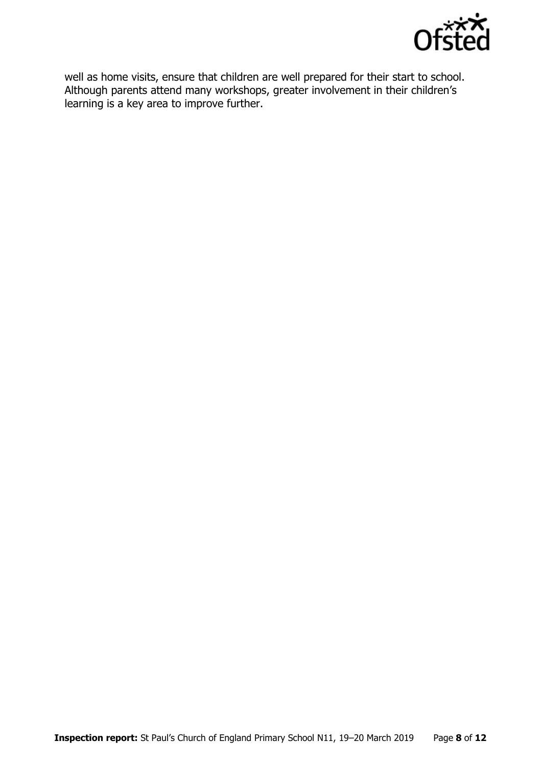well as home visits, ensure that children are well prepared for their start to school. Although parents attend many workshops, greater involvement in their children's learning is a key area to improve further.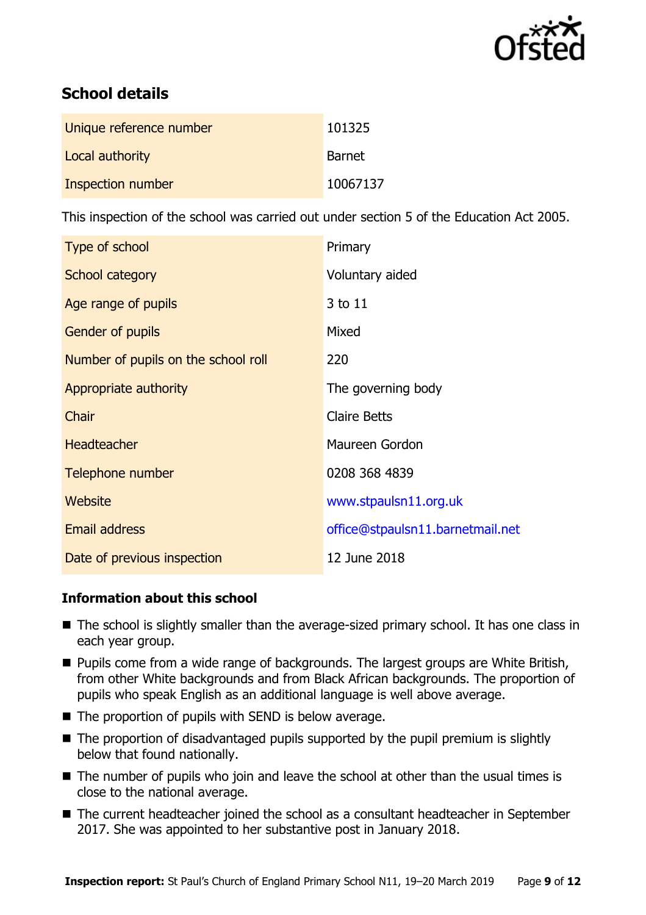## School details

| | |
|---|---|
| Unique reference number | 101325 |
| Local authority | Barnet |
| Inspection number | 10067137 |

This inspection of the school was carried out under section 5 of the Education Act 2005.

| | |
|---|---|
| Type of school | Primary |
| School category | Voluntary aided |
| Age range of pupils | 3 to 11 |
| Gender of pupils | Mixed |
| Number of pupils on the school roll | 220 |
| Appropriate authority | The governing body |
| Chair | Claire Betts |
| Headteacher | Maureen Gordon |
| Telephone number | 0208 368 4839 |
| Website | www.stpaulsn11.org.uk |
| Email address | office@stpaulsn11.barnetmail.net |
| Date of previous inspection | 12 June 2018 |

### Information about this school

- The school is slightly smaller than the average-sized primary school. It has one class in each year group.
- Pupils come from a wide range of backgrounds. The largest groups are White British, from other White backgrounds and from Black African backgrounds. The proportion of pupils who speak English as an additional language is well above average.
- The proportion of pupils with SEND is below average.
- The proportion of disadvantaged pupils supported by the pupil premium is slightly below that found nationally.
- The number of pupils who join and leave the school at other than the usual times is close to the national average.
- The current headteacher joined the school as a consultant headteacher in September 2017. She was appointed to her substantive post in January 2018.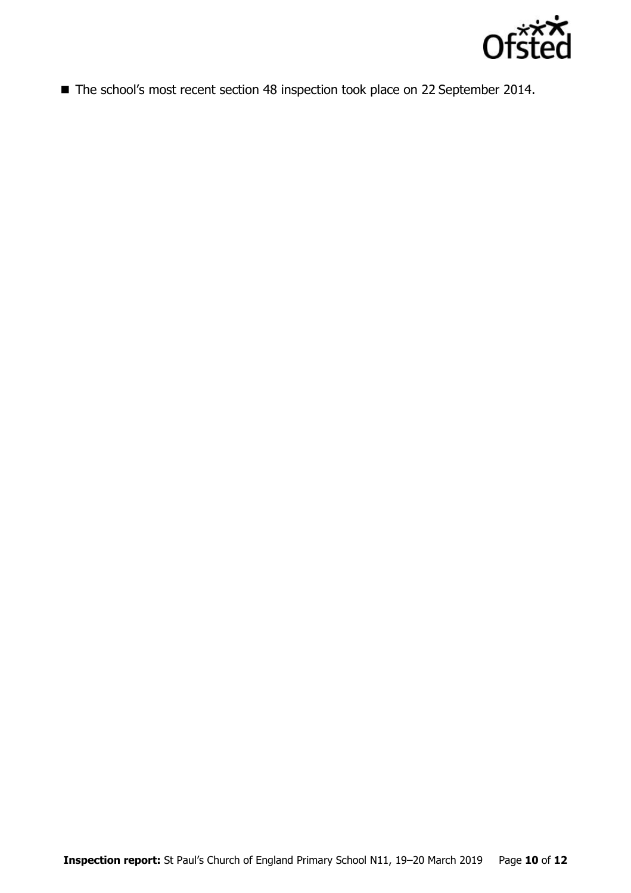- The school's most recent section 48 inspection took place on 22 September 2014.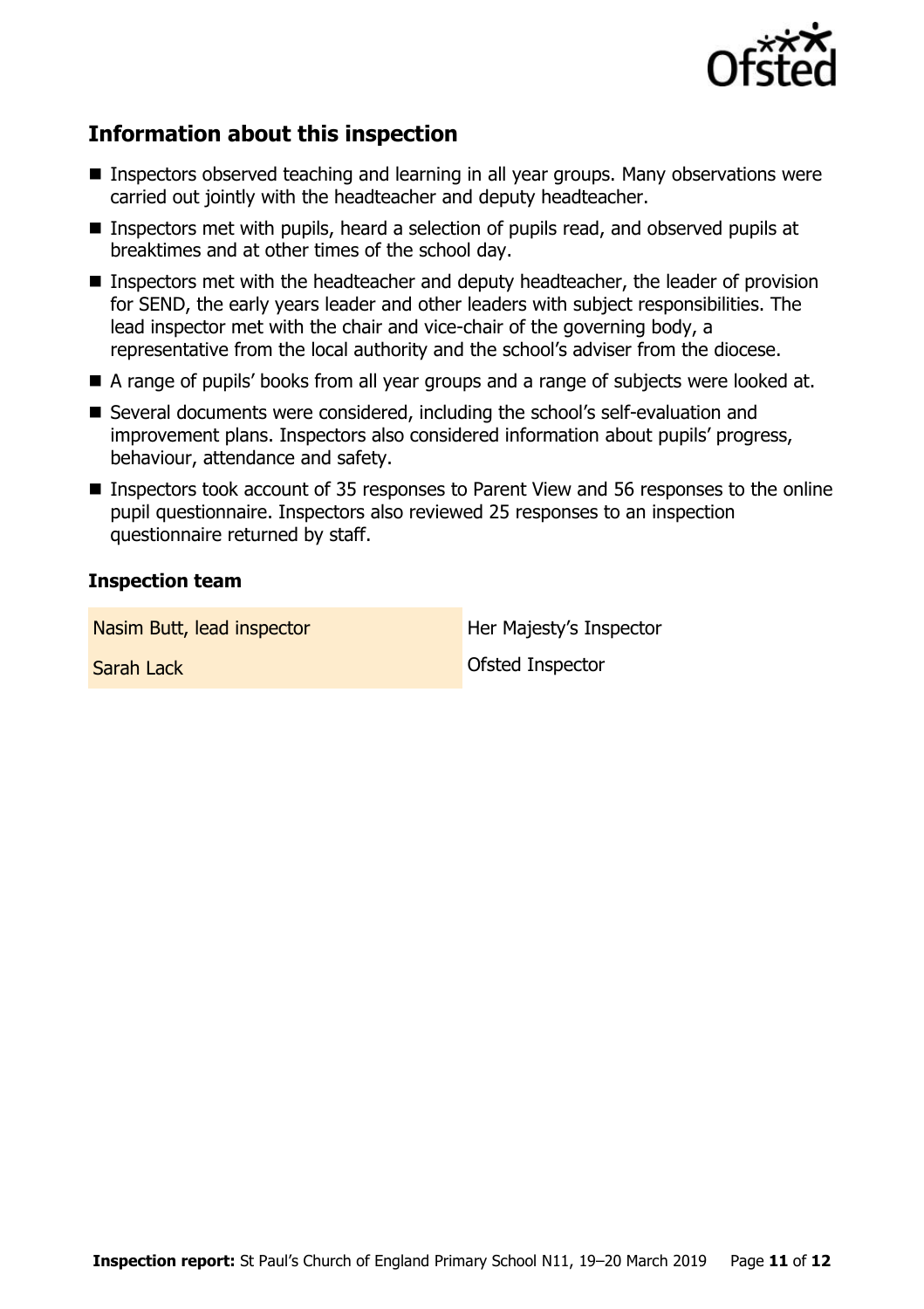## Information about this inspection

- Inspectors observed teaching and learning in all year groups. Many observations were carried out jointly with the headteacher and deputy headteacher.
- Inspectors met with pupils, heard a selection of pupils read, and observed pupils at breaktimes and at other times of the school day.
- Inspectors met with the headteacher and deputy headteacher, the leader of provision for SEND, the early years leader and other leaders with subject responsibilities. The lead inspector met with the chair and vice-chair of the governing body, a representative from the local authority and the school's adviser from the diocese.
- A range of pupils' books from all year groups and a range of subjects were looked at.
- Several documents were considered, including the school's self-evaluation and improvement plans. Inspectors also considered information about pupils' progress, behaviour, attendance and safety.
- Inspectors took account of 35 responses to Parent View and 56 responses to the online pupil questionnaire. Inspectors also reviewed 25 responses to an inspection questionnaire returned by staff.

### Inspection team

| | |
|---|---|
| Nasim Butt, lead inspector | Her Majesty's Inspector |
| Sarah Lack | Ofsted Inspector |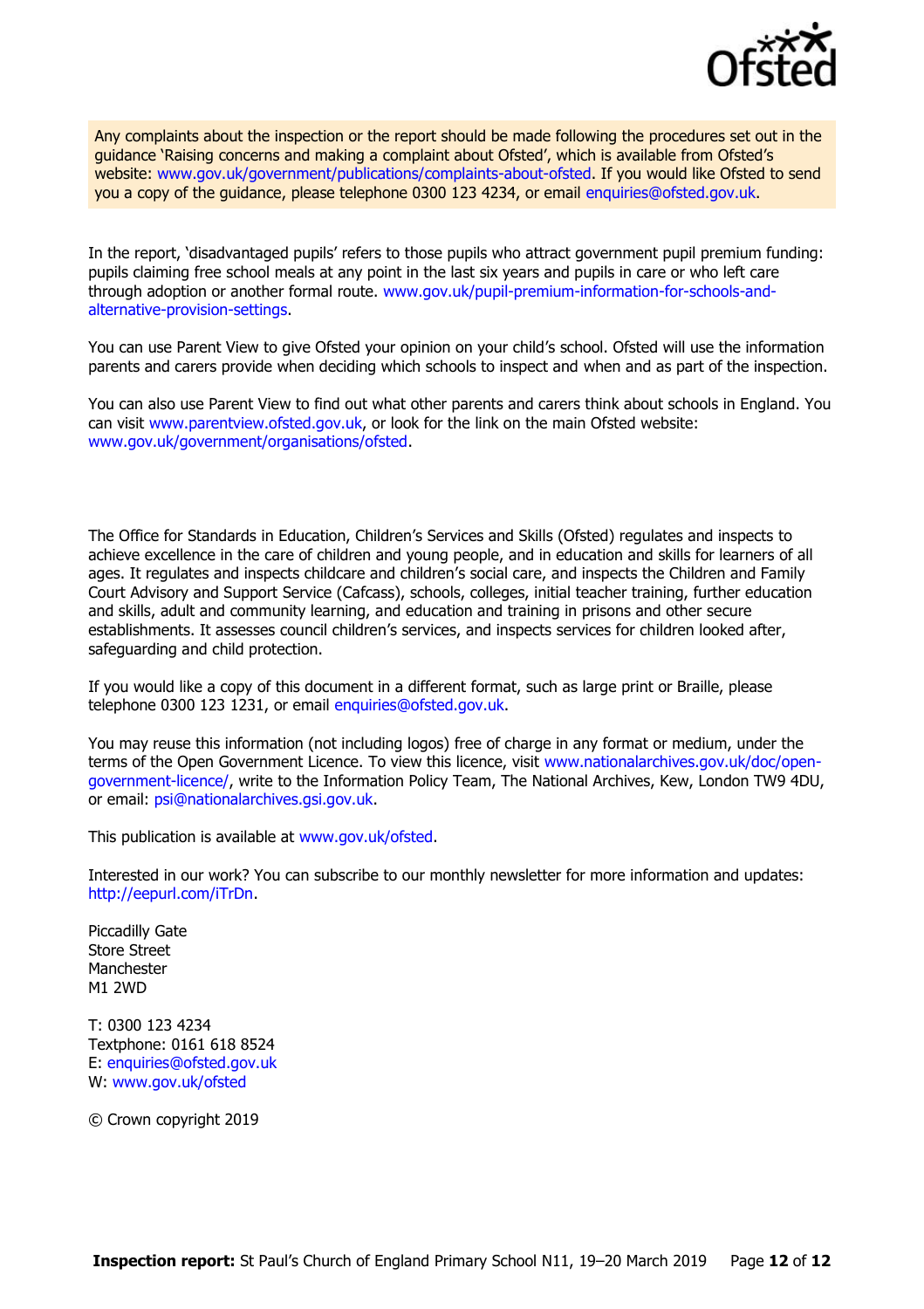Any complaints about the inspection or the report should be made following the procedures set out in the guidance 'Raising concerns and making a complaint about Ofsted', which is available from Ofsted's website: www.gov.uk/government/publications/complaints-about-ofsted. If you would like Ofsted to send you a copy of the guidance, please telephone 0300 123 4234, or email enquiries@ofsted.gov.uk.

In the report, 'disadvantaged pupils' refers to those pupils who attract government pupil premium funding: pupils claiming free school meals at any point in the last six years and pupils in care or who left care through adoption or another formal route. www.gov.uk/pupil-premium-information-for-schools-and-alternative-provision-settings.

You can use Parent View to give Ofsted your opinion on your child's school. Ofsted will use the information parents and carers provide when deciding which schools to inspect and when and as part of the inspection.

You can also use Parent View to find out what other parents and carers think about schools in England. You can visit www.parentview.ofsted.gov.uk, or look for the link on the main Ofsted website: www.gov.uk/government/organisations/ofsted.

The Office for Standards in Education, Children's Services and Skills (Ofsted) regulates and inspects to achieve excellence in the care of children and young people, and in education and skills for learners of all ages. It regulates and inspects childcare and children's social care, and inspects the Children and Family Court Advisory and Support Service (Cafcass), schools, colleges, initial teacher training, further education and skills, adult and community learning, and education and training in prisons and other secure establishments. It assesses council children's services, and inspects services for children looked after, safeguarding and child protection.

If you would like a copy of this document in a different format, such as large print or Braille, please telephone 0300 123 1231, or email enquiries@ofsted.gov.uk.

You may reuse this information (not including logos) free of charge in any format or medium, under the terms of the Open Government Licence. To view this licence, visit www.nationalarchives.gov.uk/doc/open-government-licence/, write to the Information Policy Team, The National Archives, Kew, London TW9 4DU, or email: psi@nationalarchives.gsi.gov.uk.

This publication is available at www.gov.uk/ofsted.

Interested in our work? You can subscribe to our monthly newsletter for more information and updates: http://eepurl.com/iTrDn.

Piccadilly Gate
Store Street
Manchester
M1 2WD

T: 0300 123 4234
Textphone: 0161 618 8524
E: enquiries@ofsted.gov.uk
W: www.gov.uk/ofsted

© Crown copyright 2019